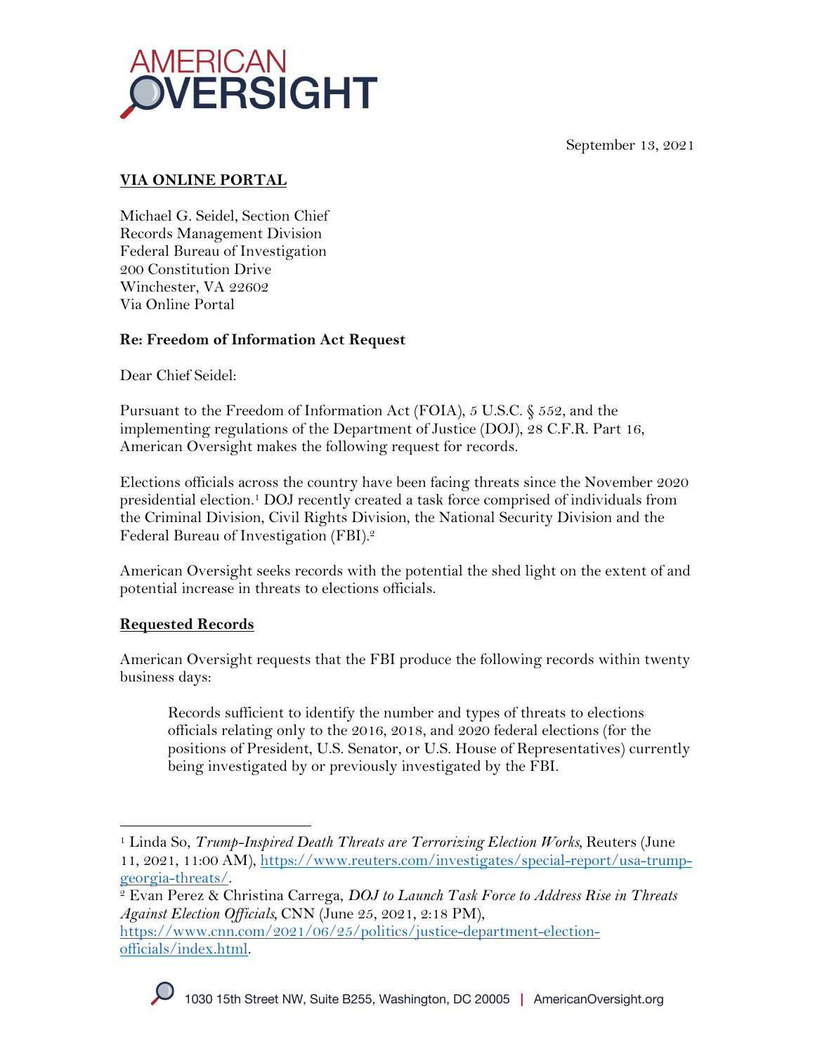AMERICAN OVERSIGHT

September 13, 2021

**VIA ONLINE PORTAL**

Michael G. Seidel, Section Chief
Records Management Division
Federal Bureau of Investigation
200 Constitution Drive
Winchester, VA 22602
Via Online Portal

**Re: Freedom of Information Act Request**

Dear Chief Seidel:

Pursuant to the Freedom of Information Act (FOIA), 5 U.S.C. § 552, and the implementing regulations of the Department of Justice (DOJ), 28 C.F.R. Part 16, American Oversight makes the following request for records.

Elections officials across the country have been facing threats since the November 2020 presidential election.[1] DOJ recently created a task force comprised of individuals from the Criminal Division, Civil Rights Division, the National Security Division and the Federal Bureau of Investigation (FBI).[2]

American Oversight seeks records with the potential the shed light on the extent of and potential increase in threats to elections officials.

**Requested Records**

American Oversight requests that the FBI produce the following records within twenty business days:

> Records sufficient to identify the number and types of threats to elections officials relating only to the 2016, 2018, and 2020 federal elections (for the positions of President, U.S. Senator, or U.S. House of Representatives) currently being investigated by or previously investigated by the FBI.

---

[1] Linda So, *Trump-Inspired Death Threats are Terrorizing Election Works*, Reuters (June 11, 2021, 11:00 AM), https://www.reuters.com/investigates/special-report/usa-trump-georgia-threats/.

[2] Evan Perez & Christina Carrega, *DOJ to Launch Task Force to Address Rise in Threats Against Election Officials*, CNN (June 25, 2021, 2:18 PM), https://www.cnn.com/2021/06/25/politics/justice-department-election-officials/index.html.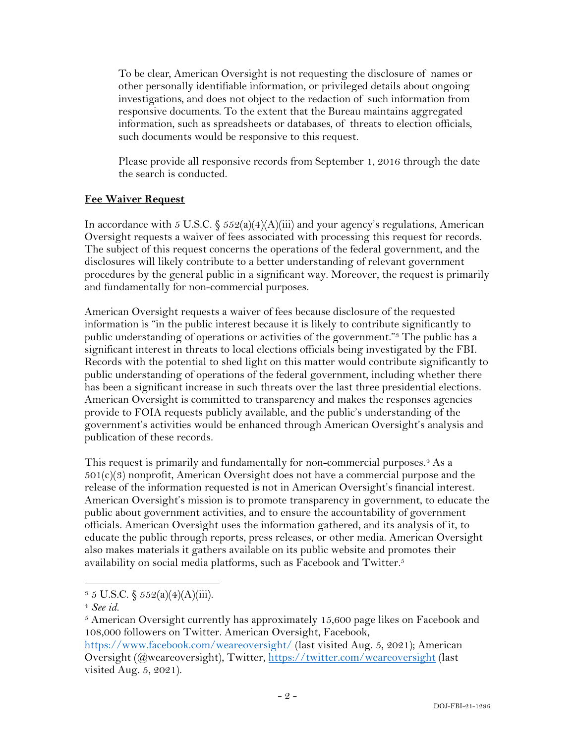To be clear, American Oversight is not requesting the disclosure of names or other personally identifiable information, or privileged details about ongoing investigations, and does not object to the redaction of such information from responsive documents. To the extent that the Bureau maintains aggregated information, such as spreadsheets or databases, of threats to election officials, such documents would be responsive to this request.

Please provide all responsive records from September 1, 2016 through the date the search is conducted.

## Fee Waiver Request

In accordance with 5 U.S.C. § 552(a)(4)(A)(iii) and your agency's regulations, American Oversight requests a waiver of fees associated with processing this request for records. The subject of this request concerns the operations of the federal government, and the disclosures will likely contribute to a better understanding of relevant government procedures by the general public in a significant way. Moreover, the request is primarily and fundamentally for non-commercial purposes.

American Oversight requests a waiver of fees because disclosure of the requested information is "in the public interest because it is likely to contribute significantly to public understanding of operations or activities of the government."[3] The public has a significant interest in threats to local elections officials being investigated by the FBI. Records with the potential to shed light on this matter would contribute significantly to public understanding of operations of the federal government, including whether there has been a significant increase in such threats over the last three presidential elections. American Oversight is committed to transparency and makes the responses agencies provide to FOIA requests publicly available, and the public's understanding of the government's activities would be enhanced through American Oversight's analysis and publication of these records.

This request is primarily and fundamentally for non-commercial purposes.[4] As a 501(c)(3) nonprofit, American Oversight does not have a commercial purpose and the release of the information requested is not in American Oversight's financial interest. American Oversight's mission is to promote transparency in government, to educate the public about government activities, and to ensure the accountability of government officials. American Oversight uses the information gathered, and its analysis of it, to educate the public through reports, press releases, or other media. American Oversight also makes materials it gathers available on its public website and promotes their availability on social media platforms, such as Facebook and Twitter.[5]

---

[3] 5 U.S.C. § 552(a)(4)(A)(iii).

[4] *See id.*

[5] American Oversight currently has approximately 15,600 page likes on Facebook and 108,000 followers on Twitter. American Oversight, Facebook, https://www.facebook.com/weareoversight/ (last visited Aug. 5, 2021); American Oversight (@weareoversight), Twitter, https://twitter.com/weareoversight (last visited Aug. 5, 2021).

DOJ-FBI-21-1286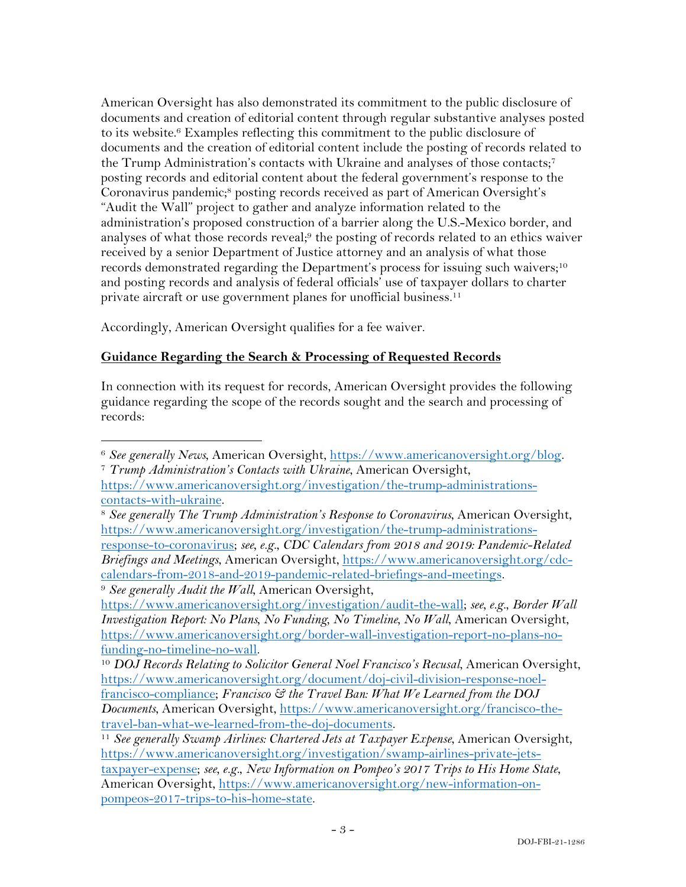American Oversight has also demonstrated its commitment to the public disclosure of documents and creation of editorial content through regular substantive analyses posted to its website.[6] Examples reflecting this commitment to the public disclosure of documents and the creation of editorial content include the posting of records related to the Trump Administration's contacts with Ukraine and analyses of those contacts;[7] posting records and editorial content about the federal government's response to the Coronavirus pandemic;[8] posting records received as part of American Oversight's "Audit the Wall" project to gather and analyze information related to the administration's proposed construction of a barrier along the U.S.-Mexico border, and analyses of what those records reveal;[9] the posting of records related to an ethics waiver received by a senior Department of Justice attorney and an analysis of what those records demonstrated regarding the Department's process for issuing such waivers;[10] and posting records and analysis of federal officials' use of taxpayer dollars to charter private aircraft or use government planes for unofficial business.[11]

Accordingly, American Oversight qualifies for a fee waiver.

## Guidance Regarding the Search & Processing of Requested Records

In connection with its request for records, American Oversight provides the following guidance regarding the scope of the records sought and the search and processing of records:

---

[6] *See generally News*, American Oversight, https://www.americanoversight.org/blog.

[7] *Trump Administration's Contacts with Ukraine*, American Oversight, https://www.americanoversight.org/investigation/the-trump-administrations-contacts-with-ukraine.

[8] *See generally The Trump Administration's Response to Coronavirus*, American Oversight, https://www.americanoversight.org/investigation/the-trump-administrations-response-to-coronavirus; *see, e.g.*, *CDC Calendars from 2018 and 2019: Pandemic-Related Briefings and Meetings*, American Oversight, https://www.americanoversight.org/cdc-calendars-from-2018-and-2019-pandemic-related-briefings-and-meetings.

[9] *See generally Audit the Wall*, American Oversight, https://www.americanoversight.org/investigation/audit-the-wall; *see, e.g.*, *Border Wall Investigation Report: No Plans, No Funding, No Timeline, No Wall*, American Oversight, https://www.americanoversight.org/border-wall-investigation-report-no-plans-no-funding-no-timeline-no-wall.

[10] *DOJ Records Relating to Solicitor General Noel Francisco's Recusal*, American Oversight, https://www.americanoversight.org/document/doj-civil-division-response-noel-francisco-compliance; *Francisco & the Travel Ban: What We Learned from the DOJ Documents*, American Oversight, https://www.americanoversight.org/francisco-the-travel-ban-what-we-learned-from-the-doj-documents.

[11] *See generally Swamp Airlines: Chartered Jets at Taxpayer Expense*, American Oversight, https://www.americanoversight.org/investigation/swamp-airlines-private-jets-taxpayer-expense; *see, e.g.*, *New Information on Pompeo's 2017 Trips to His Home State*, American Oversight, https://www.americanoversight.org/new-information-on-pompeos-2017-trips-to-his-home-state.

DOJ-FBI-21-1286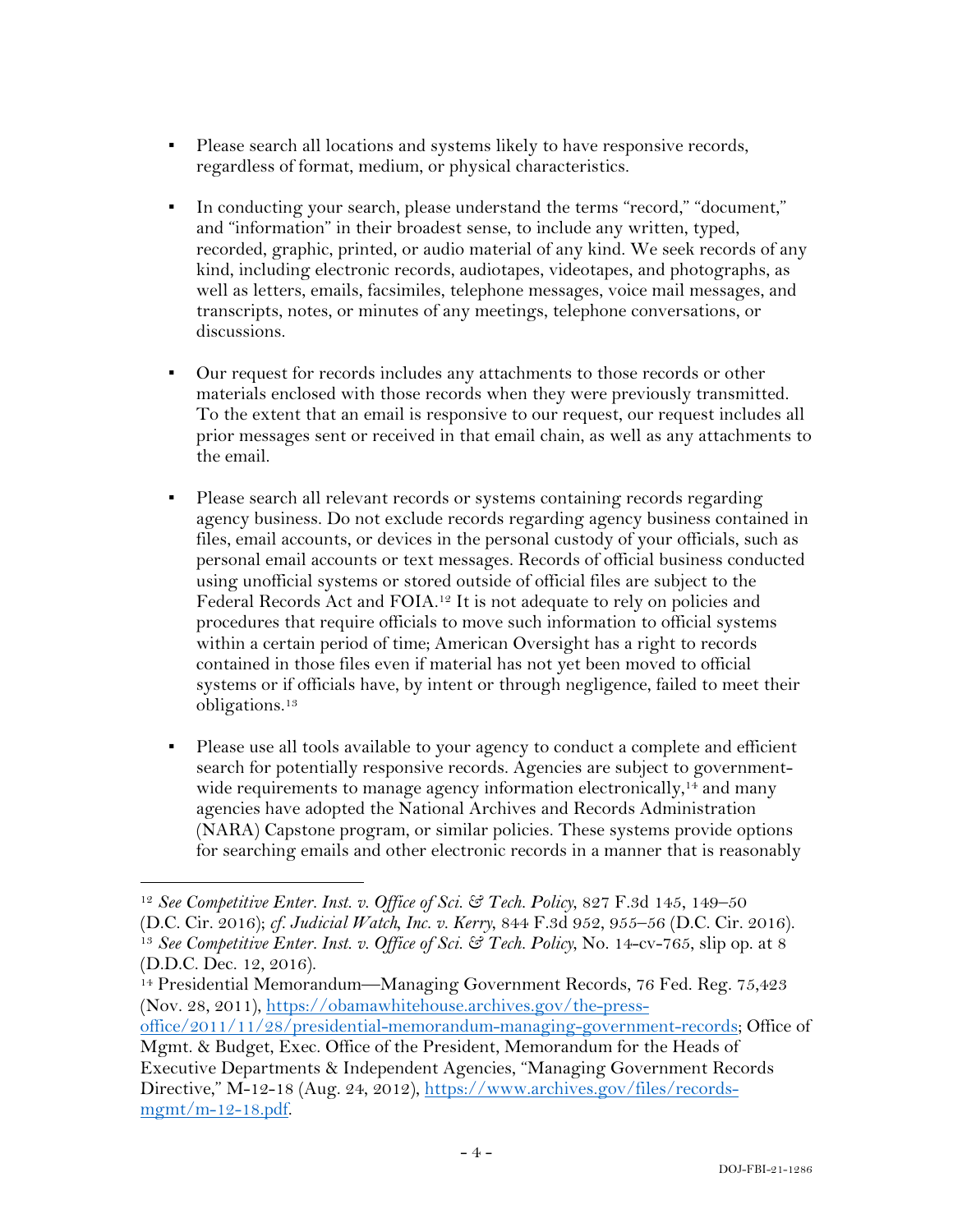- Please search all locations and systems likely to have responsive records, regardless of format, medium, or physical characteristics.

- In conducting your search, please understand the terms "record," "document," and "information" in their broadest sense, to include any written, typed, recorded, graphic, printed, or audio material of any kind. We seek records of any kind, including electronic records, audiotapes, videotapes, and photographs, as well as letters, emails, facsimiles, telephone messages, voice mail messages, and transcripts, notes, or minutes of any meetings, telephone conversations, or discussions.

- Our request for records includes any attachments to those records or other materials enclosed with those records when they were previously transmitted. To the extent that an email is responsive to our request, our request includes all prior messages sent or received in that email chain, as well as any attachments to the email.

- Please search all relevant records or systems containing records regarding agency business. Do not exclude records regarding agency business contained in files, email accounts, or devices in the personal custody of your officials, such as personal email accounts or text messages. Records of official business conducted using unofficial systems or stored outside of official files are subject to the Federal Records Act and FOIA.[12] It is not adequate to rely on policies and procedures that require officials to move such information to official systems within a certain period of time; American Oversight has a right to records contained in those files even if material has not yet been moved to official systems or if officials have, by intent or through negligence, failed to meet their obligations.[13]

- Please use all tools available to your agency to conduct a complete and efficient search for potentially responsive records. Agencies are subject to government-wide requirements to manage agency information electronically,[14] and many agencies have adopted the National Archives and Records Administration (NARA) Capstone program, or similar policies. These systems provide options for searching emails and other electronic records in a manner that is reasonably

---

[12] *See Competitive Enter. Inst. v. Office of Sci. & Tech. Policy*, 827 F.3d 145, 149–50 (D.C. Cir. 2016); *cf. Judicial Watch, Inc. v. Kerry*, 844 F.3d 952, 955–56 (D.C. Cir. 2016).

[13] *See Competitive Enter. Inst. v. Office of Sci. & Tech. Policy*, No. 14-cv-765, slip op. at 8 (D.D.C. Dec. 12, 2016).

[14] Presidential Memorandum—Managing Government Records, 76 Fed. Reg. 75,423 (Nov. 28, 2011), https://obamawhitehouse.archives.gov/the-press-office/2011/11/28/presidential-memorandum-managing-government-records; Office of Mgmt. & Budget, Exec. Office of the President, Memorandum for the Heads of Executive Departments & Independent Agencies, "Managing Government Records Directive," M-12-18 (Aug. 24, 2012), https://www.archives.gov/files/records-mgmt/m-12-18.pdf.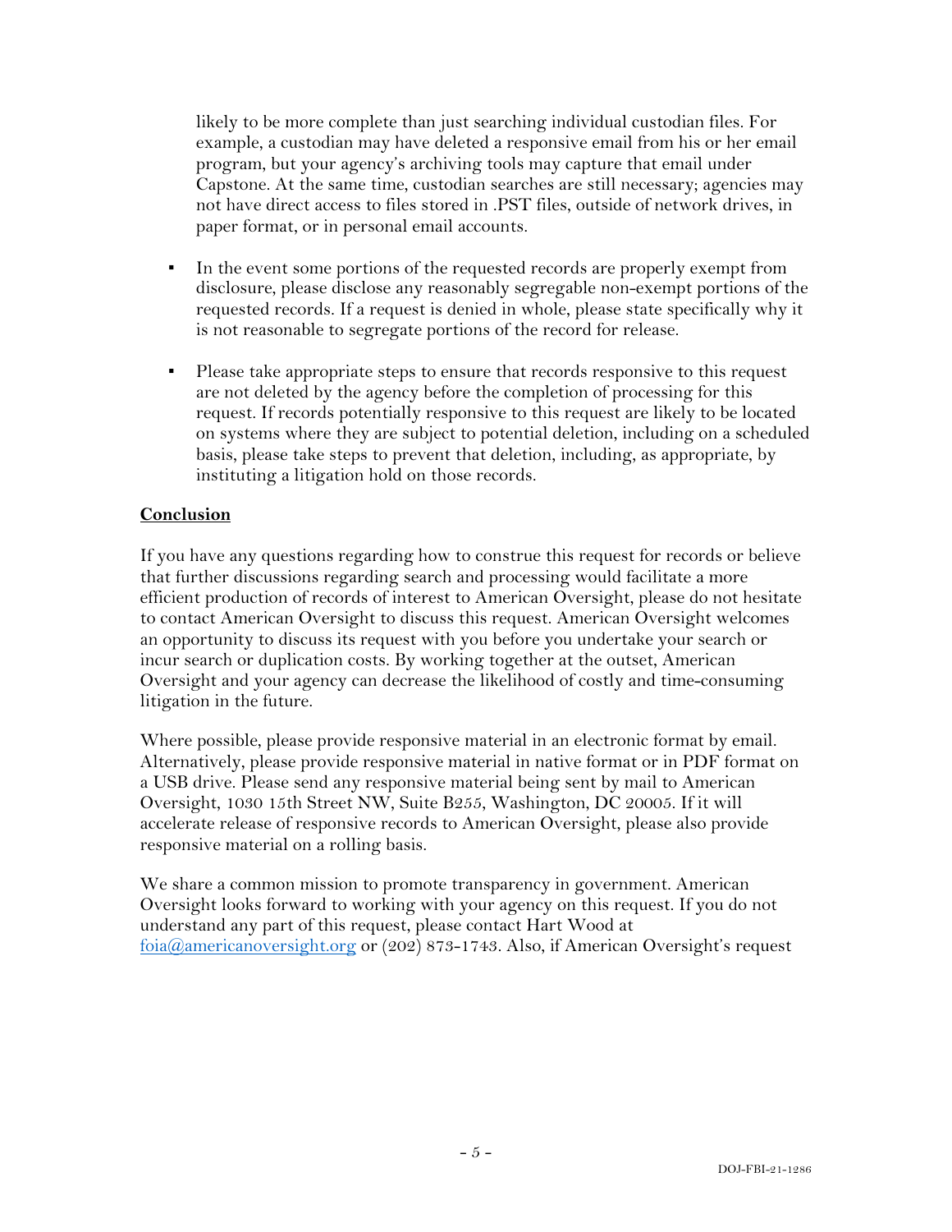likely to be more complete than just searching individual custodian files. For example, a custodian may have deleted a responsive email from his or her email program, but your agency's archiving tools may capture that email under Capstone. At the same time, custodian searches are still necessary; agencies may not have direct access to files stored in .PST files, outside of network drives, in paper format, or in personal email accounts.

- In the event some portions of the requested records are properly exempt from disclosure, please disclose any reasonably segregable non-exempt portions of the requested records. If a request is denied in whole, please state specifically why it is not reasonable to segregate portions of the record for release.

- Please take appropriate steps to ensure that records responsive to this request are not deleted by the agency before the completion of processing for this request. If records potentially responsive to this request are likely to be located on systems where they are subject to potential deletion, including on a scheduled basis, please take steps to prevent that deletion, including, as appropriate, by instituting a litigation hold on those records.

**Conclusion**

If you have any questions regarding how to construe this request for records or believe that further discussions regarding search and processing would facilitate a more efficient production of records of interest to American Oversight, please do not hesitate to contact American Oversight to discuss this request. American Oversight welcomes an opportunity to discuss its request with you before you undertake your search or incur search or duplication costs. By working together at the outset, American Oversight and your agency can decrease the likelihood of costly and time-consuming litigation in the future.

Where possible, please provide responsive material in an electronic format by email. Alternatively, please provide responsive material in native format or in PDF format on a USB drive. Please send any responsive material being sent by mail to American Oversight, 1030 15th Street NW, Suite B255, Washington, DC 20005. If it will accelerate release of responsive records to American Oversight, please also provide responsive material on a rolling basis.

We share a common mission to promote transparency in government. American Oversight looks forward to working with your agency on this request. If you do not understand any part of this request, please contact Hart Wood at foia@americanoversight.org or (202) 873-1743. Also, if American Oversight's request

DOJ-FBI-21-1286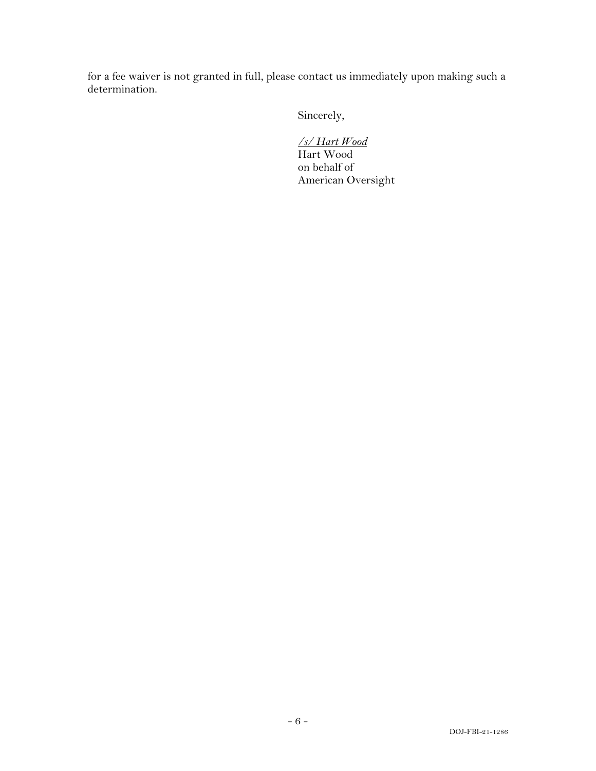for a fee waiver is not granted in full, please contact us immediately upon making such a determination.

Sincerely,

*/s/ Hart Wood*
Hart Wood
on behalf of
American Oversight

DOJ-FBI-21-1286